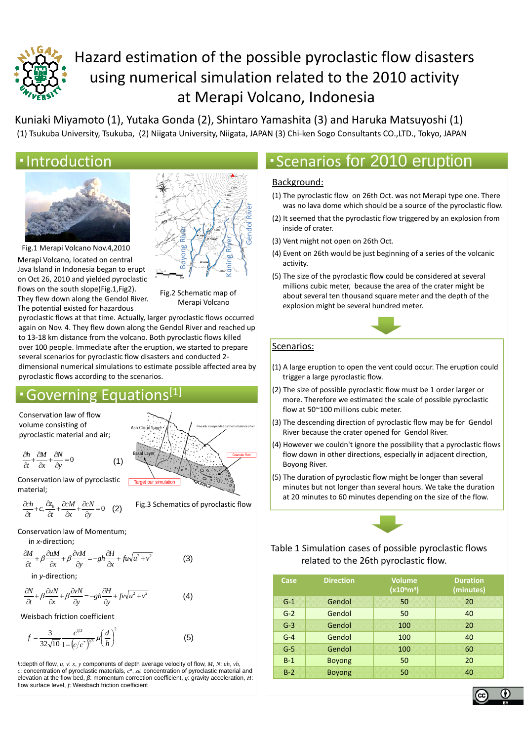# Hazard estimation of the possible pyroclastic flow disasters using numerical simulation related to the 2010 activity at Merapi Volcano, Indonesia

Kuniaki Miyamoto (1), Yutaka Gonda (2), Shintaro Yamashita (3) and Haruka Matsuyoshi (1)

(1) Tsukuba University, Tsukuba, (2) Niigata University, Niigata, JAPAN (3) Chi-ken Sogo Consultants CO.,LTD., Tokyo, JAPAN

## Introduction

Fig.1 Merapi Volcano Nov.4,2010

Fig.2 Schematic map of Merapi Volcano

Merapi Volcano, located on central Java Island in Indonesia began to erupt on Oct 26, 2010 and yielded pyroclastic flows on the south slope(Fig.1,Fig2). They flew down along the Gendol River. The potential existed for hazardous pyroclastic flows at that time. Actually, larger pyroclastic flows occurred again on Nov. 4. They flew down along the Gendol River and reached up to 13-18 km distance from the volcano. Both pyroclastic flows killed over 100 people. Immediate after the eruption, we started to prepare several scenarios for pyroclastic flow disasters and conducted 2-dimensional numerical simulations to estimate possible affected area by pyroclastic flows according to the scenarios.

## Governing Equations[1]

Conservation law of flow volume consisting of pyroclastic material and air;

$$\frac{\partial h}{\partial t}+\frac{\partial M}{\partial x}+\frac{\partial N}{\partial y}=0 \quad (1)$$

Conservation law of pyroclastic material;

$$\frac{\partial ch}{\partial t}+c_*\frac{\partial z_b}{\partial t}+\frac{\partial cM}{\partial x}+\frac{\partial cN}{\partial y}=0 \quad (2)$$

Conservation law of Momentum;

in *x*-direction;

$$\frac{\partial M}{\partial t}+\beta\frac{\partial uM}{\partial x}+\beta\frac{\partial vM}{\partial y}=-gh\frac{\partial H}{\partial x}+fu\sqrt{u^2+v^2} \quad (3)$$

in *y*-direction;

$$\frac{\partial N}{\partial t}+\beta\frac{\partial uN}{\partial x}+\beta\frac{\partial vN}{\partial y}=-gh\frac{\partial H}{\partial y}+fv\sqrt{u^2+v^2} \quad (4)$$

Weisbach friction coefficient

$$f=\frac{3}{32\sqrt{10}}\frac{c^{1/3}}{1-\left(c/c^*\right)^{1/3}}\mu\left(\frac{d}{h}\right)^2 \quad (5)$$

Fig.3 Schematics of pyroclastic flow

$h$:depth of flow, $u$, $v$: $x$, $y$ components of depth average velocity of flow, $M$, $N$: $uh$, $vh$, $c$: concentration of pyroclastic materials, $c^*$, $z_b$: concentration of pyroclastic material and elevation at the flow bed, $\beta$: momentum correction coefficient, $g$: gravity acceleration, $H$: flow surface level, $f$: Weisbach friction coefficient

## Scenarios for 2010 eruption

### Background:

(1) The pyroclastic flow on 26th Oct. was not Merapi type one. There was no lava dome which should be a source of the pyroclastic flow.

(2) It seemed that the pyroclastic flow triggered by an explosion from inside of crater.

(3) Vent might not open on 26th Oct.

(4) Event on 26th would be just beginning of a series of the volcanic activity.

(5) The size of the pyroclastic flow could be considered at several millions cubic meter, because the area of the crater might be about several ten thousand square meter and the depth of the explosion might be several hundred meter.

### Scenarios:

(1) A large eruption to open the vent could occur. The eruption could trigger a large pyroclastic flow.

(2) The size of possible pyroclastic flow must be 1 order larger or more. Therefore we estimated the scale of possible pyroclastic flow at 50~100 millions cubic meter.

(3) The descending direction of pyroclastic flow may be for Gendol River because the crater opened for Gendol River.

(4) However we couldn't ignore the possibility that a pyroclastic flows flow down in other directions, especially in adjacent direction, Boyong River.

(5) The duration of pyroclastic flow might be longer than several minutes but not longer than several hours. We take the duration at 20 minutes to 60 minutes depending on the size of the flow.

Table 1 Simulation cases of possible pyroclastic flows related to the 26th pyroclastic flow.

| Case | Direction | Volume ($\times 10^6 m^3$) | Duration (minutes) |
|---|---|---|---|
| G-1 | Gendol | 50 | 20 |
| G-2 | Gendol | 50 | 40 |
| G-3 | Gendol | 100 | 20 |
| G-4 | Gendol | 100 | 40 |
| G-5 | Gendol | 100 | 60 |
| B-1 | Boyong | 50 | 20 |
| B-2 | Boyong | 50 | 40 |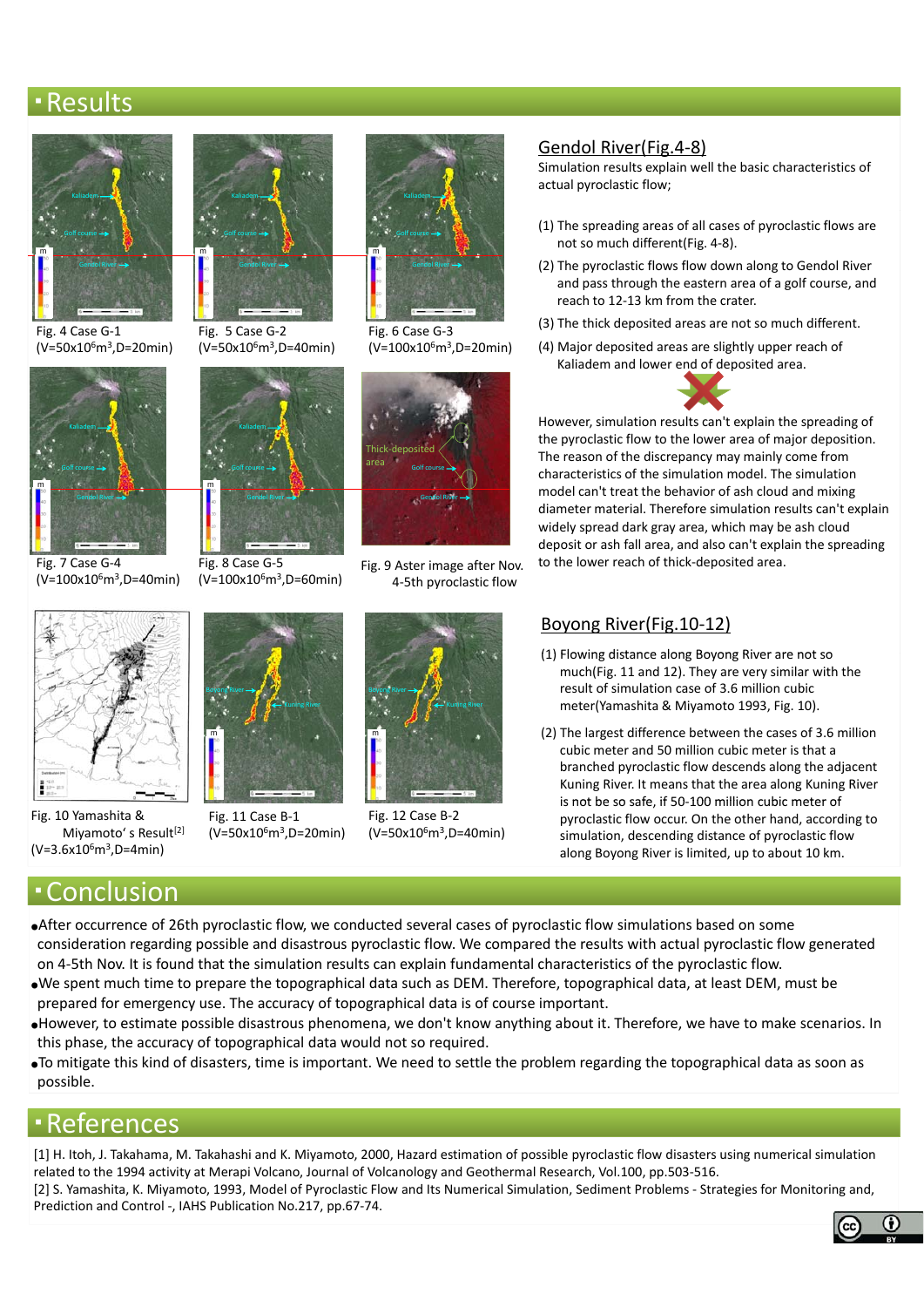## Results

Fig. 4 Case G-1 ($V=50x10^6m^3$,D=20min)

Fig. 5 Case G-2 ($V=50x10^6m^3$,D=40min)

Fig. 6 Case G-3 ($V=100x10^6m^3$,D=20min)

Fig. 7 Case G-4 ($V=100x10^6m^3$,D=40min)

Fig. 8 Case G-5 ($V=100x10^6m^3$,D=60min)

Fig. 9 Aster image after Nov. 4-5th pyroclastic flow

### Gendol River(Fig.4-8)

Simulation results explain well the basic characteristics of actual pyroclastic flow;

(1) The spreading areas of all cases of pyroclastic flows are not so much different(Fig. 4-8).

(2) The pyroclastic flows flow down along to Gendol River and pass through the eastern area of a golf course, and reach to 12-13 km from the crater.

(3) The thick deposited areas are not so much different.

(4) Major deposited areas are slightly upper reach of Kaliadem and lower end of deposited area.

However, simulation results can't explain the spreading of the pyroclastic flow to the lower area of major deposition. The reason of the discrepancy may mainly come from characteristics of the simulation model. The simulation model can't treat the behavior of ash cloud and mixing diameter material. Therefore simulation results can't explain widely spread dark gray area, which may be ash cloud deposit or ash fall area, and also can't explain the spreading to the lower reach of thick-deposited area.

Fig. 10 Yamashita & Miyamoto' s Result[2] ($V=3.6x10^6m^3$,D=4min)

Fig. 11 Case B-1 ($V=50x10^6m^3$,D=20min)

Fig. 12 Case B-2 ($V=50x10^6m^3$,D=40min)

### Boyong River(Fig.10-12)

(1) Flowing distance along Boyong River are not so much(Fig. 11 and 12). They are very similar with the result of simulation case of 3.6 million cubic meter(Yamashita & Miyamoto 1993, Fig. 10).

(2) The largest difference between the cases of 3.6 million cubic meter and 50 million cubic meter is that a branched pyroclastic flow descends along the adjacent Kuning River. It means that the area along Kuning River is not be so safe, if 50-100 million cubic meter of pyroclastic flow occur. On the other hand, according to simulation, descending distance of pyroclastic flow along Boyong River is limited, up to about 10 km.

## Conclusion

- After occurrence of 26th pyroclastic flow, we conducted several cases of pyroclastic flow simulations based on some consideration regarding possible and disastrous pyroclastic flow. We compared the results with actual pyroclastic flow generated on 4-5th Nov. It is found that the simulation results can explain fundamental characteristics of the pyroclastic flow.
- We spent much time to prepare the topographical data such as DEM. Therefore, topographical data, at least DEM, must be prepared for emergency use. The accuracy of topographical data is of course important.
- However, to estimate possible disastrous phenomena, we don't know anything about it. Therefore, we have to make scenarios. In this phase, the accuracy of topographical data would not so required.
- To mitigate this kind of disasters, time is important. We need to settle the problem regarding the topographical data as soon as possible.

## References

[1] H. Itoh, J. Takahama, M. Takahashi and K. Miyamoto, 2000, Hazard estimation of possible pyroclastic flow disasters using numerical simulation related to the 1994 activity at Merapi Volcano, Journal of Volcanology and Geothermal Research, Vol.100, pp.503-516.

[2] S. Yamashita, K. Miyamoto, 1993, Model of Pyroclastic Flow and Its Numerical Simulation, Sediment Problems - Strategies for Monitoring and, Prediction and Control -, IAHS Publication No.217, pp.67-74.